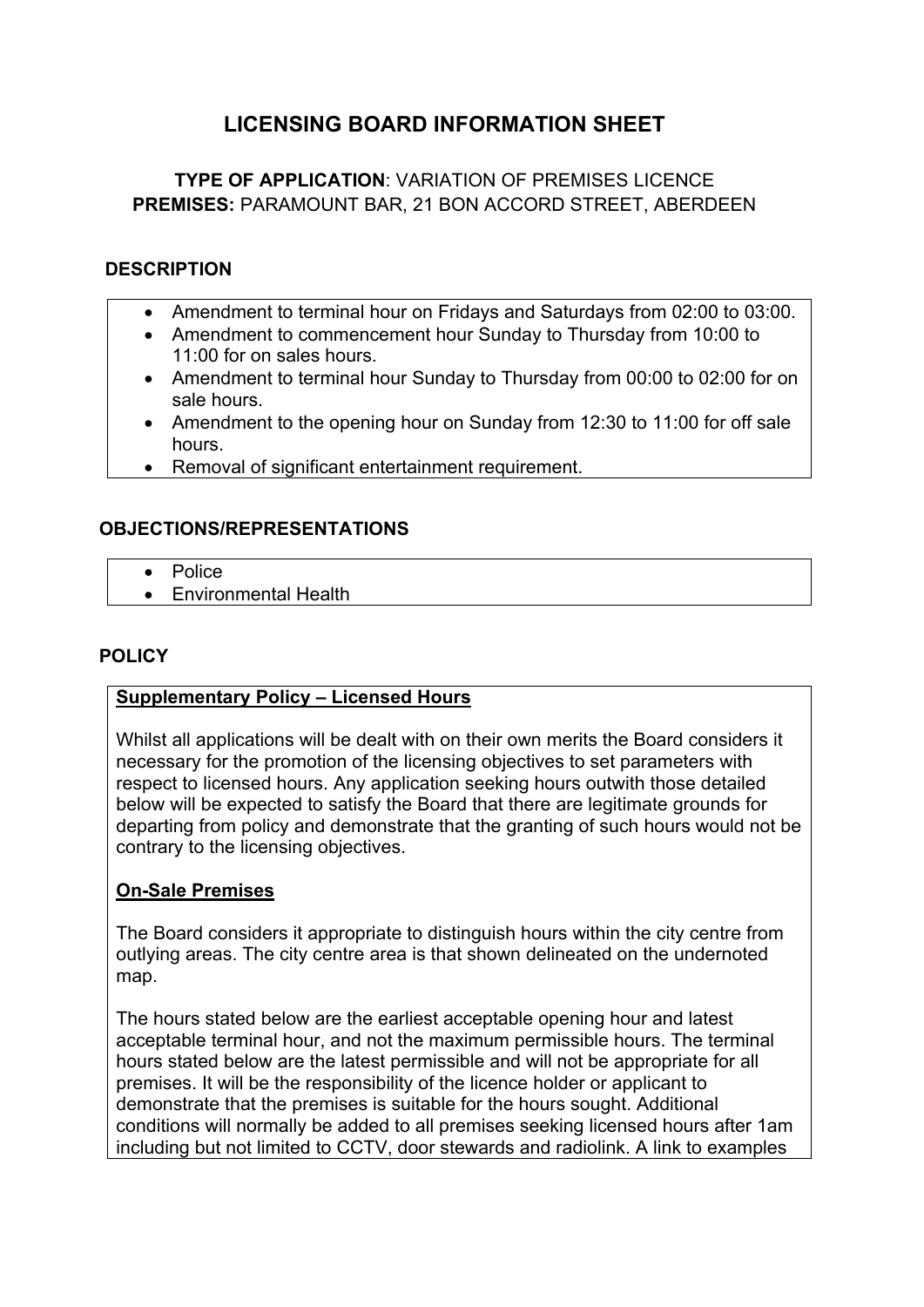# LICENSING BOARD INFORMATION SHEET

**TYPE OF APPLICATION**: VARIATION OF PREMISES LICENCE
**PREMISES:** PARAMOUNT BAR, 21 BON ACCORD STREET, ABERDEEN

## DESCRIPTION

- Amendment to terminal hour on Fridays and Saturdays from 02:00 to 03:00.
- Amendment to commencement hour Sunday to Thursday from 10:00 to 11:00 for on sales hours.
- Amendment to terminal hour Sunday to Thursday from 00:00 to 02:00 for on sale hours.
- Amendment to the opening hour on Sunday from 12:30 to 11:00 for off sale hours.
- Removal of significant entertainment requirement.

## OBJECTIONS/REPRESENTATIONS

- Police
- Environmental Health

## POLICY

**Supplementary Policy – Licensed Hours**

Whilst all applications will be dealt with on their own merits the Board considers it necessary for the promotion of the licensing objectives to set parameters with respect to licensed hours. Any application seeking hours outwith those detailed below will be expected to satisfy the Board that there are legitimate grounds for departing from policy and demonstrate that the granting of such hours would not be contrary to the licensing objectives.

**On-Sale Premises**

The Board considers it appropriate to distinguish hours within the city centre from outlying areas. The city centre area is that shown delineated on the undernoted map.

The hours stated below are the earliest acceptable opening hour and latest acceptable terminal hour, and not the maximum permissible hours. The terminal hours stated below are the latest permissible and will not be appropriate for all premises. It will be the responsibility of the licence holder or applicant to demonstrate that the premises is suitable for the hours sought. Additional conditions will normally be added to all premises seeking licensed hours after 1am including but not limited to CCTV, door stewards and radiolink. A link to examples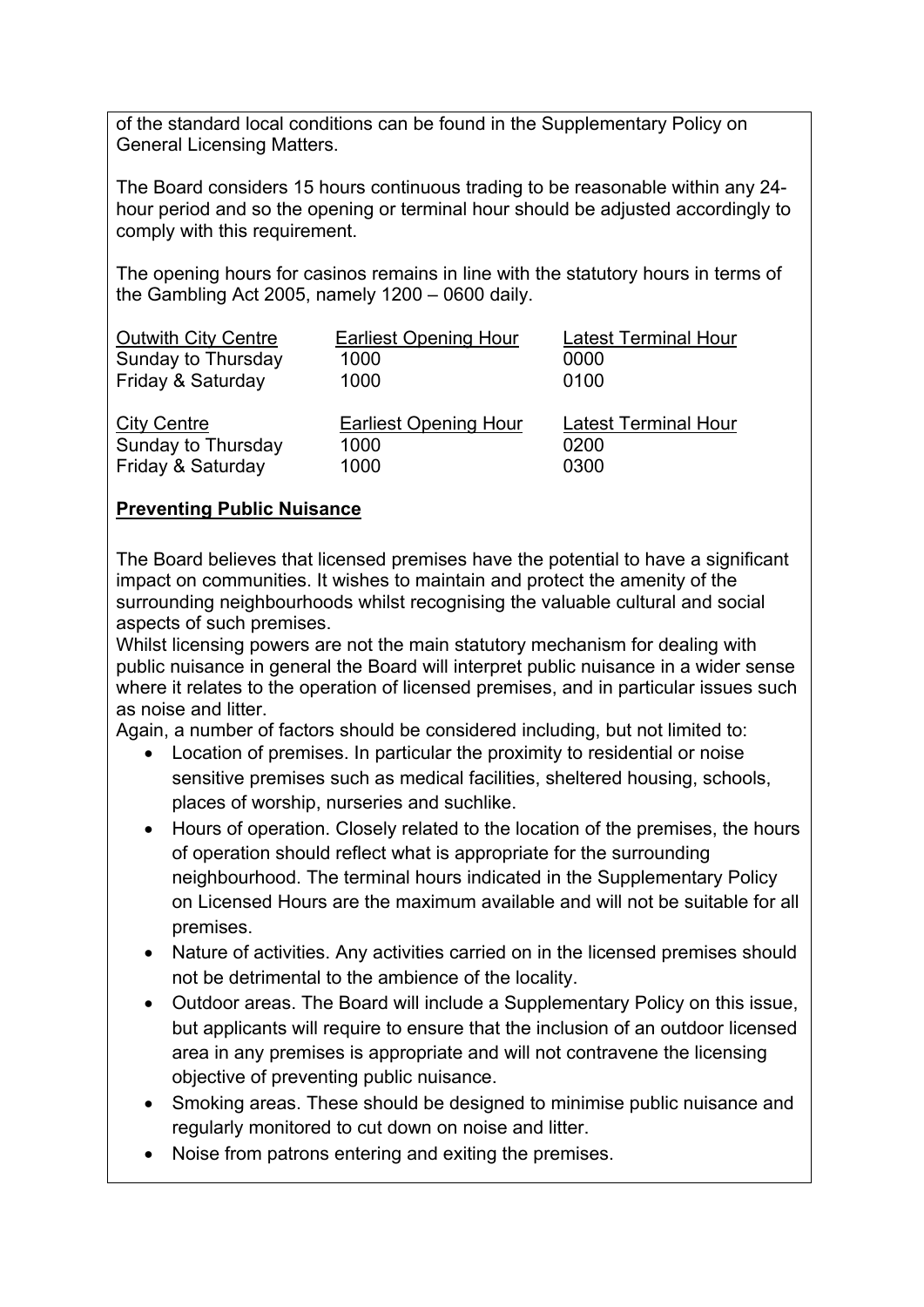of the standard local conditions can be found in the Supplementary Policy on General Licensing Matters.

The Board considers 15 hours continuous trading to be reasonable within any 24-hour period and so the opening or terminal hour should be adjusted accordingly to comply with this requirement.

The opening hours for casinos remains in line with the statutory hours in terms of the Gambling Act 2005, namely 1200 – 0600 daily.

| Outwith City Centre | Earliest Opening Hour | Latest Terminal Hour |
| --- | --- | --- |
| Sunday to Thursday | 1000 | 0000 |
| Friday & Saturday | 1000 | 0100 |

| City Centre | Earliest Opening Hour | Latest Terminal Hour |
| --- | --- | --- |
| Sunday to Thursday | 1000 | 0200 |
| Friday & Saturday | 1000 | 0300 |

**Preventing Public Nuisance**

The Board believes that licensed premises have the potential to have a significant impact on communities. It wishes to maintain and protect the amenity of the surrounding neighbourhoods whilst recognising the valuable cultural and social aspects of such premises.

Whilst licensing powers are not the main statutory mechanism for dealing with public nuisance in general the Board will interpret public nuisance in a wider sense where it relates to the operation of licensed premises, and in particular issues such as noise and litter.

Again, a number of factors should be considered including, but not limited to:

- Location of premises. In particular the proximity to residential or noise sensitive premises such as medical facilities, sheltered housing, schools, places of worship, nurseries and suchlike.
- Hours of operation. Closely related to the location of the premises, the hours of operation should reflect what is appropriate for the surrounding neighbourhood. The terminal hours indicated in the Supplementary Policy on Licensed Hours are the maximum available and will not be suitable for all premises.
- Nature of activities. Any activities carried on in the licensed premises should not be detrimental to the ambience of the locality.
- Outdoor areas. The Board will include a Supplementary Policy on this issue, but applicants will require to ensure that the inclusion of an outdoor licensed area in any premises is appropriate and will not contravene the licensing objective of preventing public nuisance.
- Smoking areas. These should be designed to minimise public nuisance and regularly monitored to cut down on noise and litter.
- Noise from patrons entering and exiting the premises.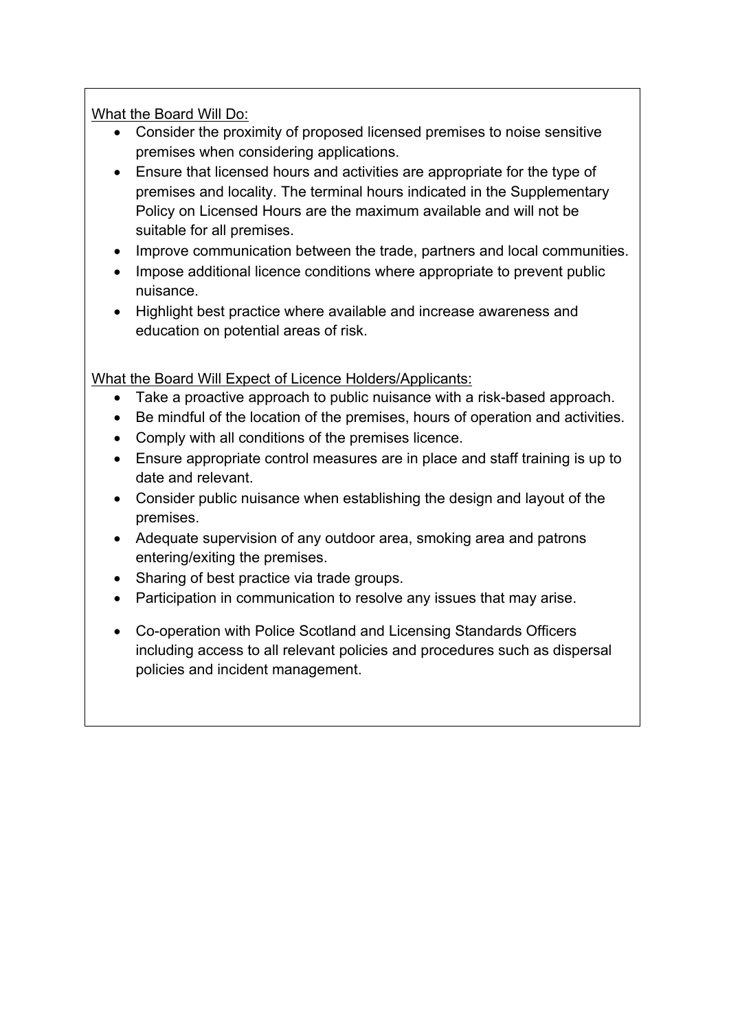What the Board Will Do:

- Consider the proximity of proposed licensed premises to noise sensitive premises when considering applications.
- Ensure that licensed hours and activities are appropriate for the type of premises and locality. The terminal hours indicated in the Supplementary Policy on Licensed Hours are the maximum available and will not be suitable for all premises.
- Improve communication between the trade, partners and local communities.
- Impose additional licence conditions where appropriate to prevent public nuisance.
- Highlight best practice where available and increase awareness and education on potential areas of risk.

What the Board Will Expect of Licence Holders/Applicants:

- Take a proactive approach to public nuisance with a risk-based approach.
- Be mindful of the location of the premises, hours of operation and activities.
- Comply with all conditions of the premises licence.
- Ensure appropriate control measures are in place and staff training is up to date and relevant.
- Consider public nuisance when establishing the design and layout of the premises.
- Adequate supervision of any outdoor area, smoking area and patrons entering/exiting the premises.
- Sharing of best practice via trade groups.
- Participation in communication to resolve any issues that may arise.
- Co-operation with Police Scotland and Licensing Standards Officers including access to all relevant policies and procedures such as dispersal policies and incident management.